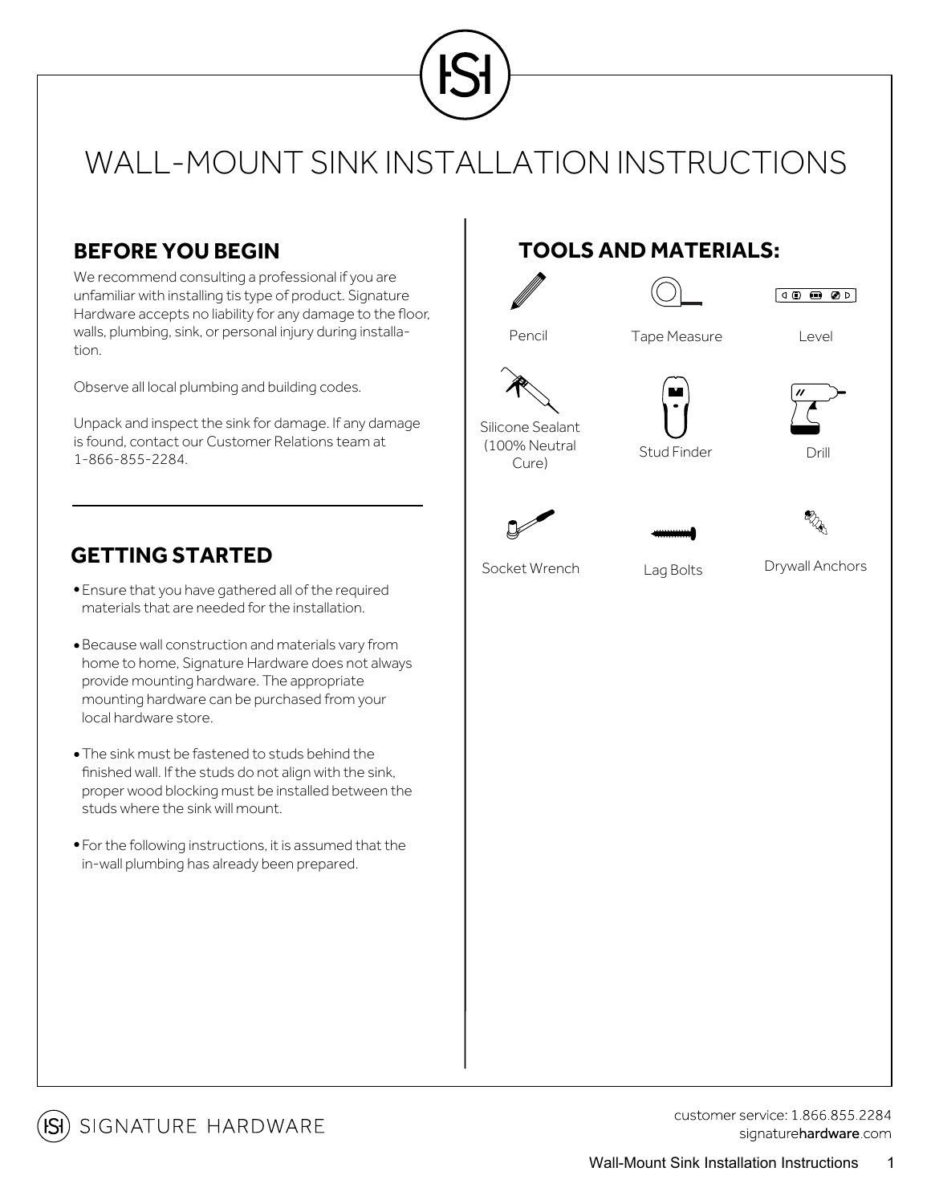# WALL-MOUNT SINK INSTALLATION INSTRUCTIONS

## BEFORE YOU BEGIN

We recommend consulting a professional if you are unfamiliar with installing tis type of product. Signature Hardware accepts no liability for any damage to the floor, walls, plumbing, sink, or personal injury during installation.

Observe all local plumbing and building codes.

Unpack and inspect the sink for damage. If any damage is found, contact our Customer Relations team at 1-866-855-2284.

## GETTING STARTED

- Ensure that you have gathered all of the required materials that are needed for the installation.
- Because wall construction and materials vary from home to home, Signature Hardware does not always provide mounting hardware. The appropriate mounting hardware can be purchased from your local hardware store.
- The sink must be fastened to studs behind the finished wall. If the studs do not align with the sink, proper wood blocking must be installed between the studs where the sink will mount.
- For the following instructions, it is assumed that the in-wall plumbing has already been prepared.

## TOOLS AND MATERIALS:

- Pencil
- Tape Measure
- Level
- Silicone Sealant (100% Neutral Cure)
- Stud Finder
- Drill
- Socket Wrench
- Lag Bolts
- Drywall Anchors

SIGNATURE HARDWARE

customer service: 1.866.855.2284
signaturehardware.com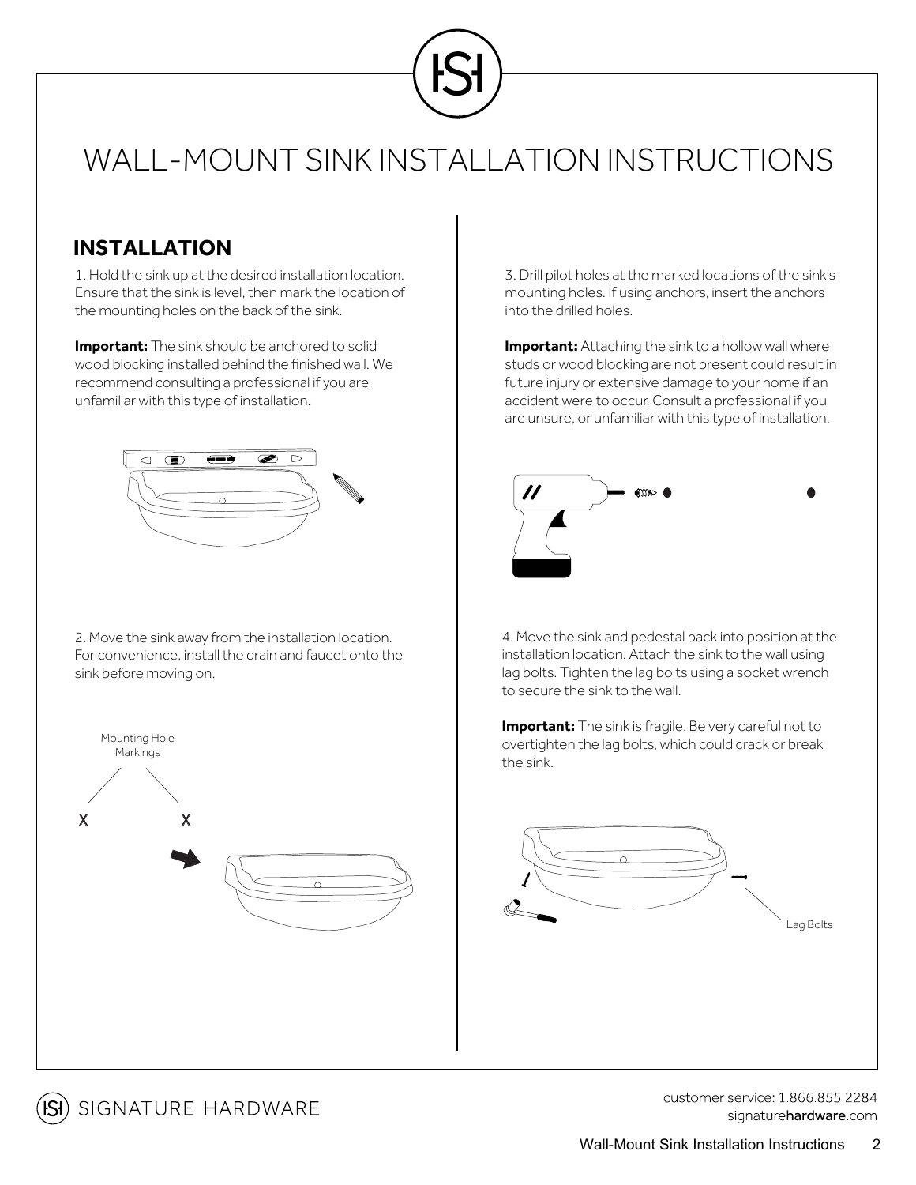# WALL-MOUNT SINK INSTALLATION INSTRUCTIONS

## INSTALLATION

1. Hold the sink up at the desired installation location. Ensure that the sink is level, then mark the location of the mounting holes on the back of the sink.

**Important:** The sink should be anchored to solid wood blocking installed behind the finished wall. We recommend consulting a professional if you are unfamiliar with this type of installation.

2. Move the sink away from the installation location. For convenience, install the drain and faucet onto the sink before moving on.

Mounting Hole Markings

X X

3. Drill pilot holes at the marked locations of the sink's mounting holes. If using anchors, insert the anchors into the drilled holes.

**Important:** Attaching the sink to a hollow wall where studs or wood blocking are not present could result in future injury or extensive damage to your home if an accident were to occur. Consult a professional if you are unsure, or unfamiliar with this type of installation.

4. Move the sink and pedestal back into position at the installation location. Attach the sink to the wall using lag bolts. Tighten the lag bolts using a socket wrench to secure the sink to the wall.

**Important:** The sink is fragile. Be very careful not to overtighten the lag bolts, which could crack or break the sink.

Lag Bolts

SIGNATURE HARDWARE

customer service: 1.866.855.2284
signaturehardware.com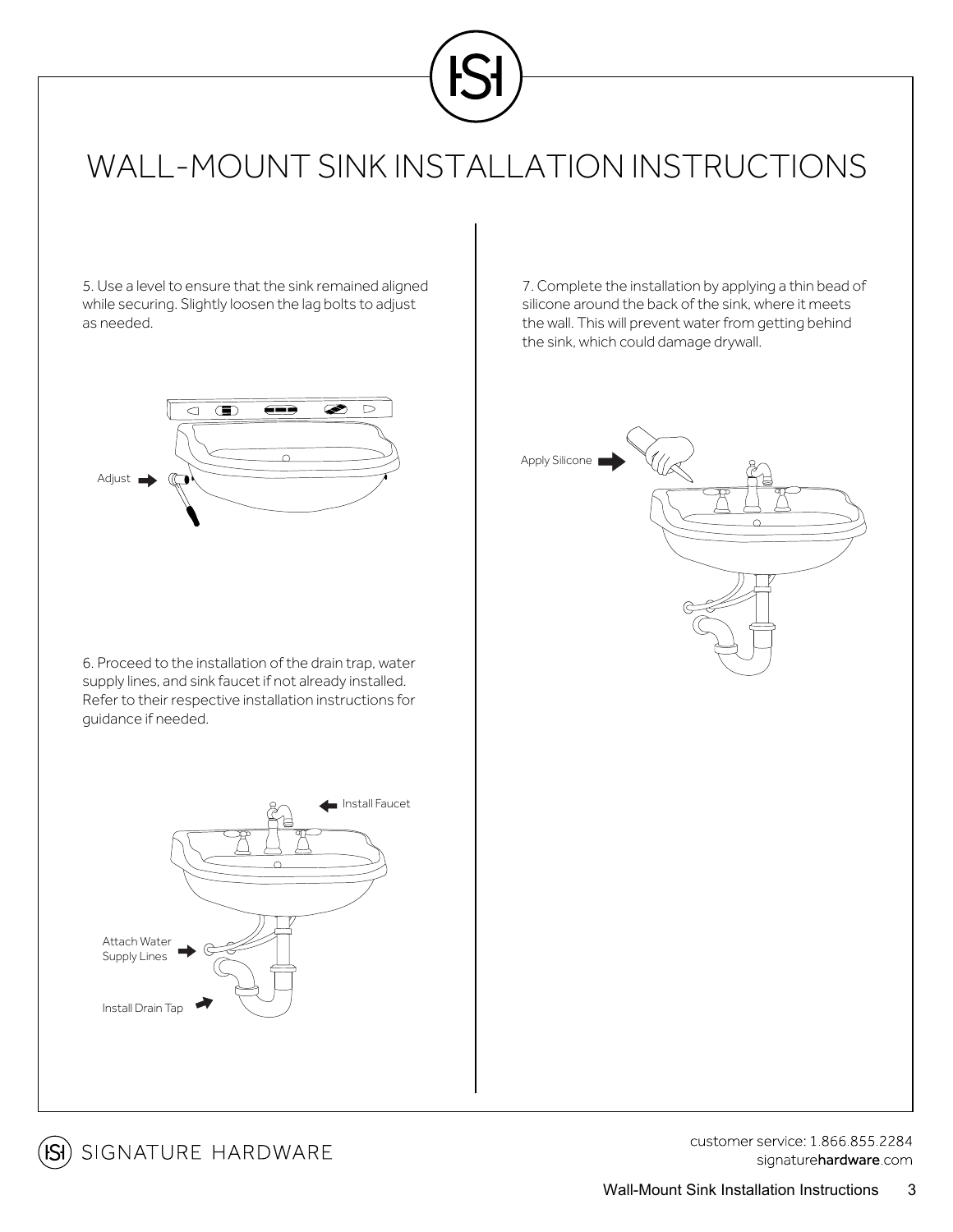# WALL-MOUNT SINK INSTALLATION INSTRUCTIONS

5. Use a level to ensure that the sink remained aligned while securing. Slightly loosen the lag bolts to adjust as needed.

Adjust

6. Proceed to the installation of the drain trap, water supply lines, and sink faucet if not already installed. Refer to their respective installation instructions for guidance if needed.

Install Faucet

Attach Water Supply Lines

Install Drain Tap

7. Complete the installation by applying a thin bead of silicone around the back of the sink, where it meets the wall. This will prevent water from getting behind the sink, which could damage drywall.

Apply Silicone

SIGNATURE HARDWARE

customer service: 1.866.855.2284
signaturehardware.com